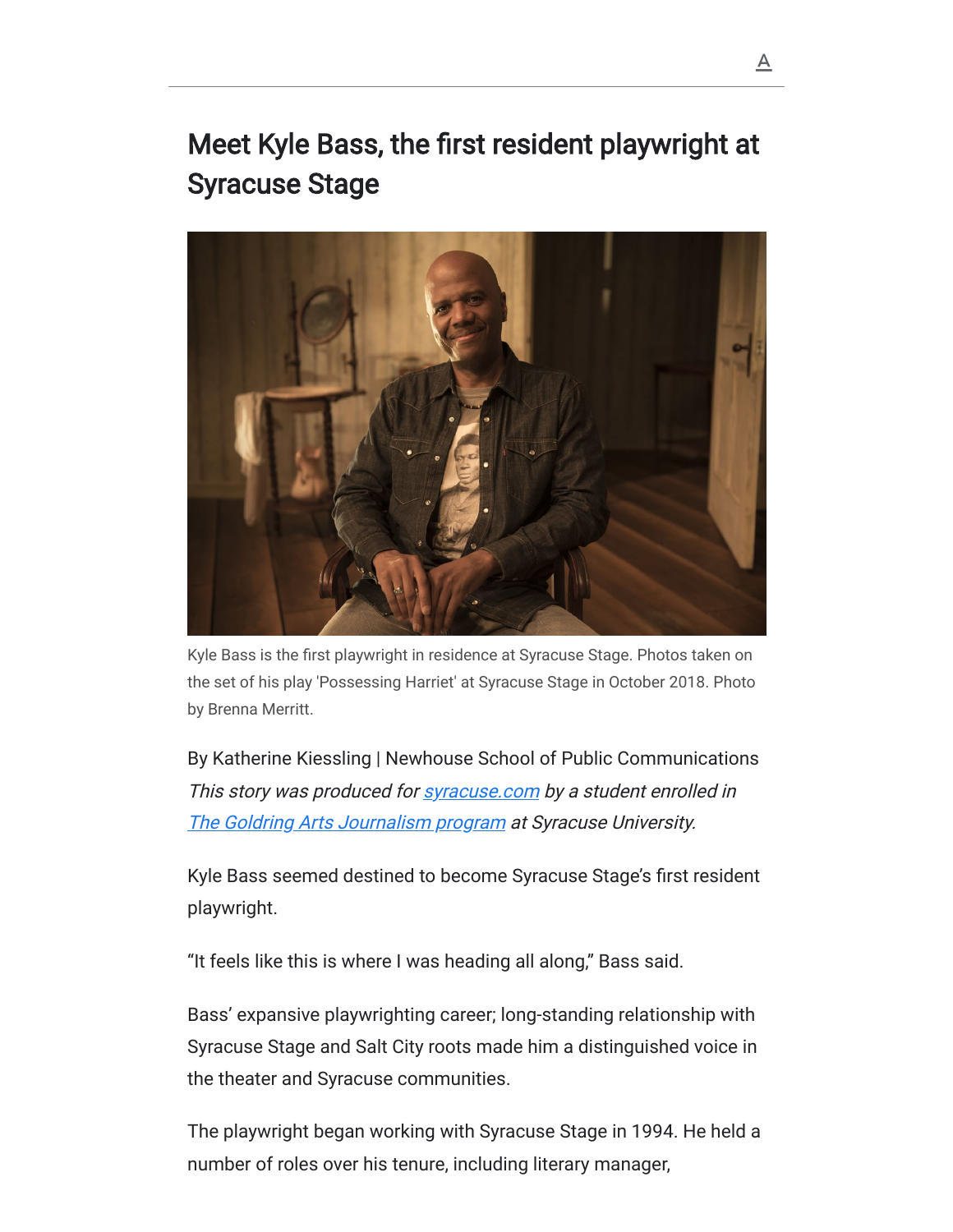# Meet Kyle Bass, the first resident playwright at Syracuse Stage

Kyle Bass is the first playwright in residence at Syracuse Stage. Photos taken on the set of his play 'Possessing Harriet' at Syracuse Stage in October 2018. Photo by Brenna Merritt.

By Katherine Kiessling | Newhouse School of Public Communications
*This story was produced for [syracuse.com](syracuse.com) by a student enrolled in [The Goldring Arts Journalism program](The Goldring Arts Journalism program) at Syracuse University.*

Kyle Bass seemed destined to become Syracuse Stage's first resident playwright.

"It feels like this is where I was heading all along," Bass said.

Bass' expansive playwrighting career; long-standing relationship with Syracuse Stage and Salt City roots made him a distinguished voice in the theater and Syracuse communities.

The playwright began working with Syracuse Stage in 1994. He held a number of roles over his tenure, including literary manager,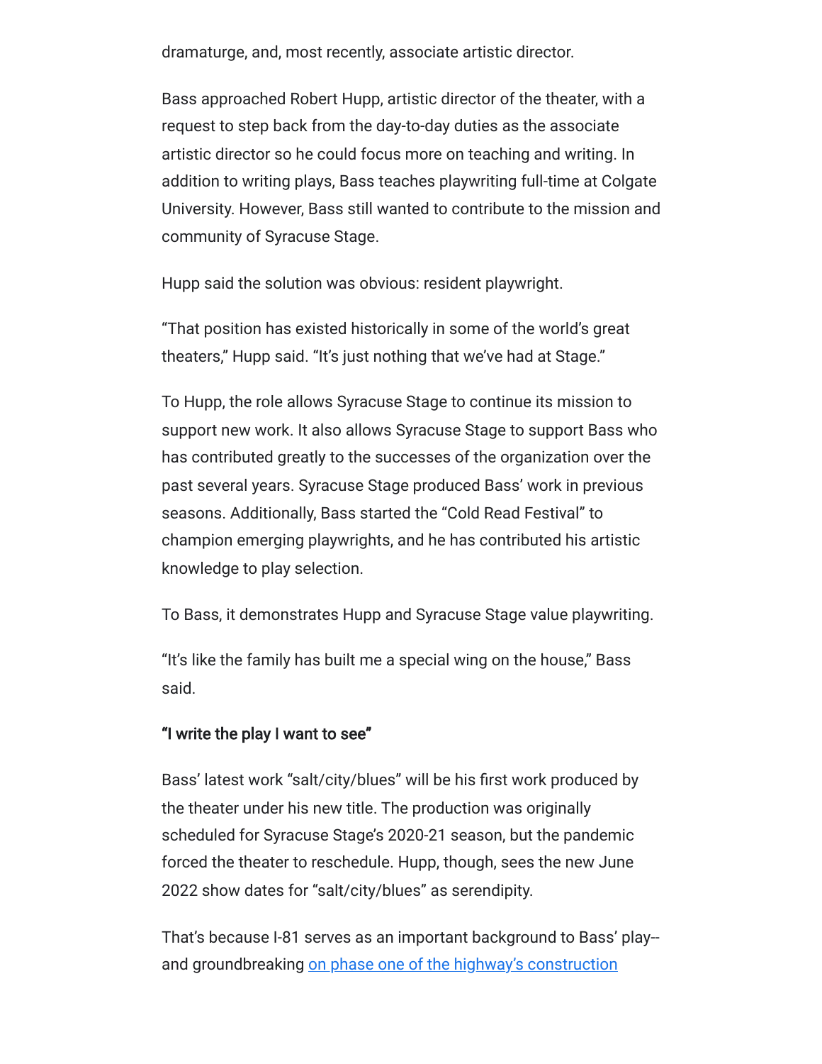dramaturge, and, most recently, associate artistic director.

Bass approached Robert Hupp, artistic director of the theater, with a request to step back from the day-to-day duties as the associate artistic director so he could focus more on teaching and writing. In addition to writing plays, Bass teaches playwriting full-time at Colgate University. However, Bass still wanted to contribute to the mission and community of Syracuse Stage.

Hupp said the solution was obvious: resident playwright.

“That position has existed historically in some of the world’s great theaters,” Hupp said. “It’s just nothing that we’ve had at Stage.”

To Hupp, the role allows Syracuse Stage to continue its mission to support new work. It also allows Syracuse Stage to support Bass who has contributed greatly to the successes of the organization over the past several years. Syracuse Stage produced Bass’ work in previous seasons. Additionally, Bass started the “Cold Read Festival” to champion emerging playwrights, and he has contributed his artistic knowledge to play selection.

To Bass, it demonstrates Hupp and Syracuse Stage value playwriting.

“It’s like the family has built me a special wing on the house,” Bass said.

**“I write the play I want to see”**

Bass’ latest work “salt/city/blues” will be his first work produced by the theater under his new title. The production was originally scheduled for Syracuse Stage’s 2020-21 season, but the pandemic forced the theater to reschedule. Hupp, though, sees the new June 2022 show dates for “salt/city/blues” as serendipity.

That’s because I-81 serves as an important background to Bass’ play-- and groundbreaking [on phase one of the highway’s construction]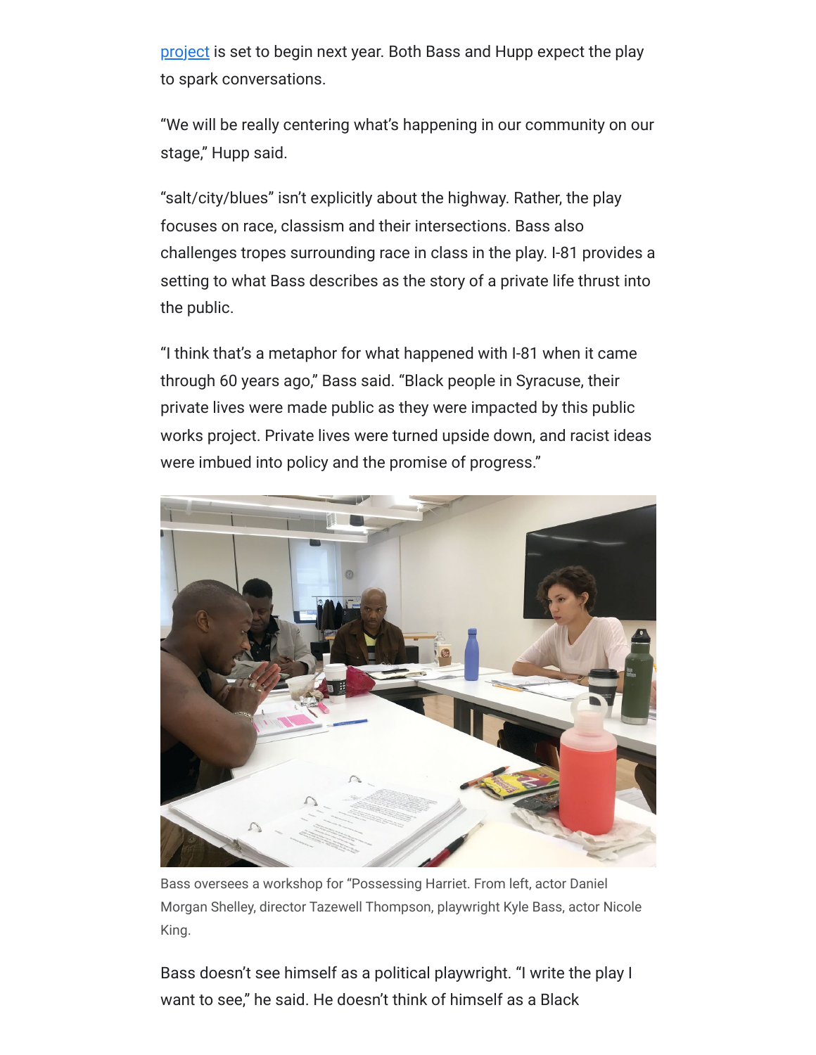[project](#) is set to begin next year. Both Bass and Hupp expect the play to spark conversations.

"We will be really centering what's happening in our community on our stage," Hupp said.

"salt/city/blues" isn't explicitly about the highway. Rather, the play focuses on race, classism and their intersections. Bass also challenges tropes surrounding race in class in the play. I-81 provides a setting to what Bass describes as the story of a private life thrust into the public.

"I think that's a metaphor for what happened with I-81 when it came through 60 years ago," Bass said. "Black people in Syracuse, their private lives were made public as they were impacted by this public works project. Private lives were turned upside down, and racist ideas were imbued into policy and the promise of progress."

Bass oversees a workshop for "Possessing Harriet. From left, actor Daniel Morgan Shelley, director Tazewell Thompson, playwright Kyle Bass, actor Nicole King.

Bass doesn't see himself as a political playwright. "I write the play I want to see," he said. He doesn't think of himself as a Black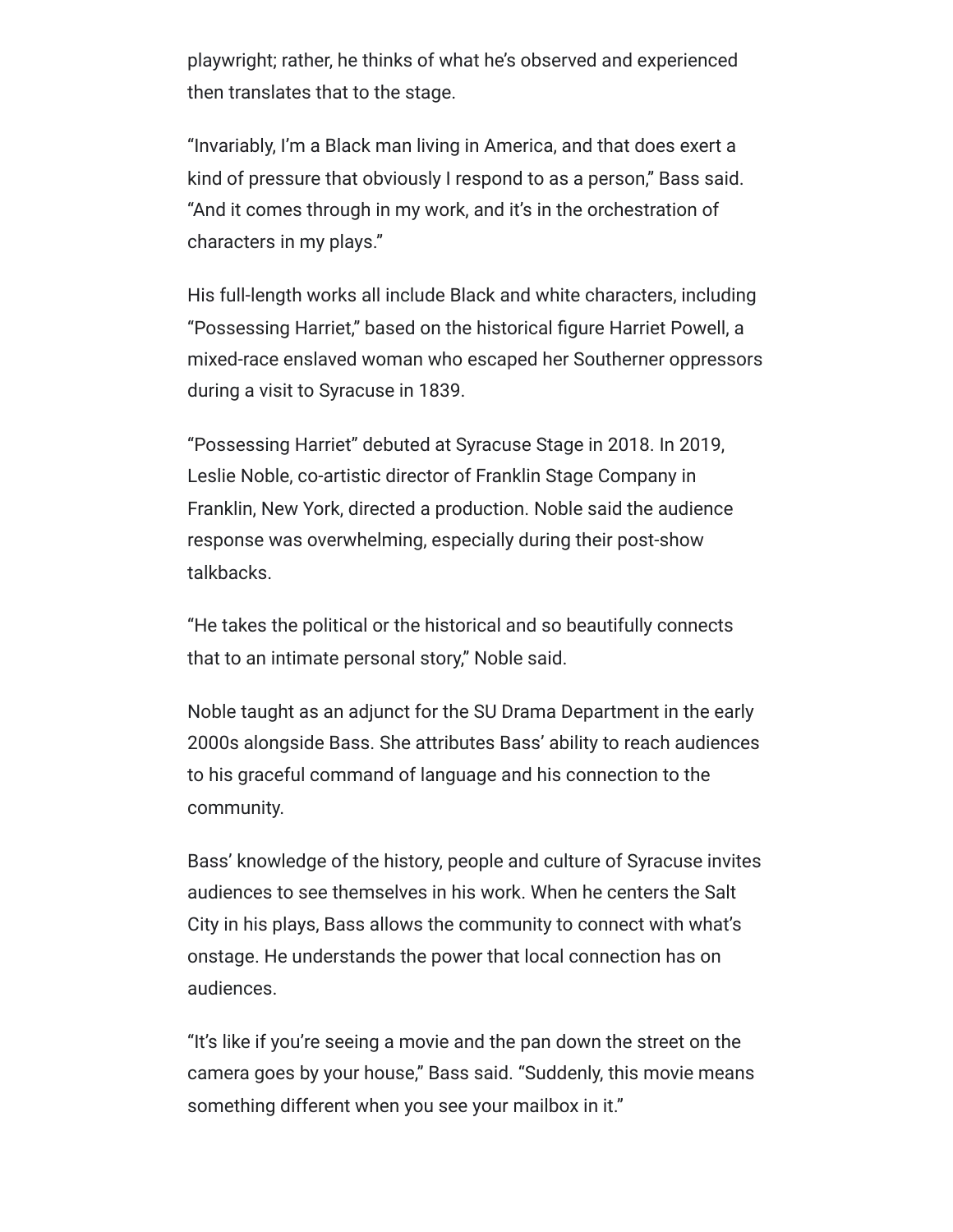playwright; rather, he thinks of what he's observed and experienced then translates that to the stage.

"Invariably, I'm a Black man living in America, and that does exert a kind of pressure that obviously I respond to as a person," Bass said. "And it comes through in my work, and it's in the orchestration of characters in my plays."

His full-length works all include Black and white characters, including "Possessing Harriet," based on the historical figure Harriet Powell, a mixed-race enslaved woman who escaped her Southerner oppressors during a visit to Syracuse in 1839.

"Possessing Harriet" debuted at Syracuse Stage in 2018. In 2019, Leslie Noble, co-artistic director of Franklin Stage Company in Franklin, New York, directed a production. Noble said the audience response was overwhelming, especially during their post-show talkbacks.

"He takes the political or the historical and so beautifully connects that to an intimate personal story," Noble said.

Noble taught as an adjunct for the SU Drama Department in the early 2000s alongside Bass. She attributes Bass' ability to reach audiences to his graceful command of language and his connection to the community.

Bass' knowledge of the history, people and culture of Syracuse invites audiences to see themselves in his work. When he centers the Salt City in his plays, Bass allows the community to connect with what's onstage. He understands the power that local connection has on audiences.

"It's like if you're seeing a movie and the pan down the street on the camera goes by your house," Bass said. "Suddenly, this movie means something different when you see your mailbox in it."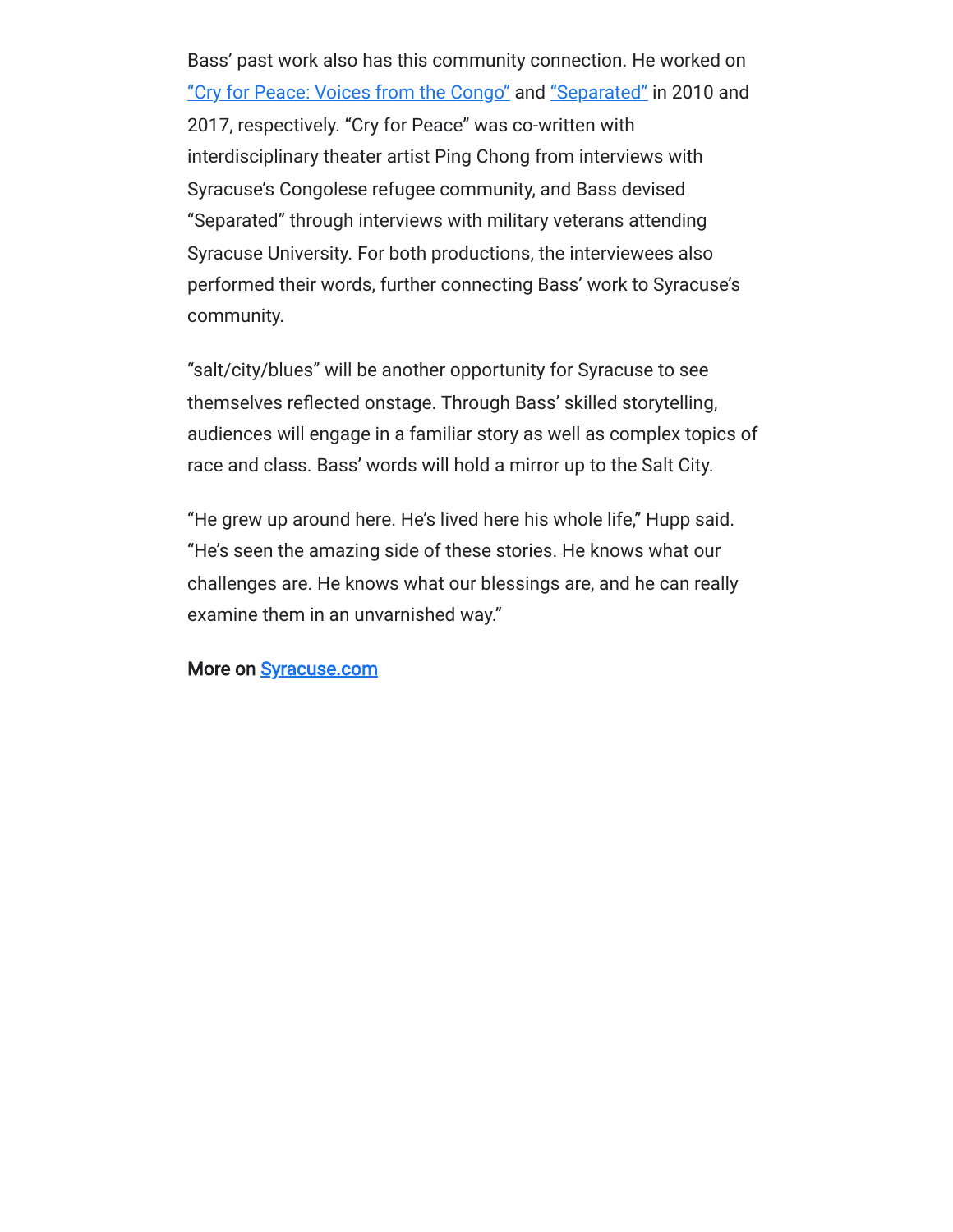Bass' past work also has this community connection. He worked on "Cry for Peace: Voices from the Congo" and "Separated" in 2010 and 2017, respectively. "Cry for Peace" was co-written with interdisciplinary theater artist Ping Chong from interviews with Syracuse's Congolese refugee community, and Bass devised "Separated" through interviews with military veterans attending Syracuse University. For both productions, the interviewees also performed their words, further connecting Bass' work to Syracuse's community.

"salt/city/blues" will be another opportunity for Syracuse to see themselves reflected onstage. Through Bass' skilled storytelling, audiences will engage in a familiar story as well as complex topics of race and class. Bass' words will hold a mirror up to the Salt City.

"He grew up around here. He's lived here his whole life," Hupp said. "He's seen the amazing side of these stories. He knows what our challenges are. He knows what our blessings are, and he can really examine them in an unvarnished way."

**More on Syracuse.com**